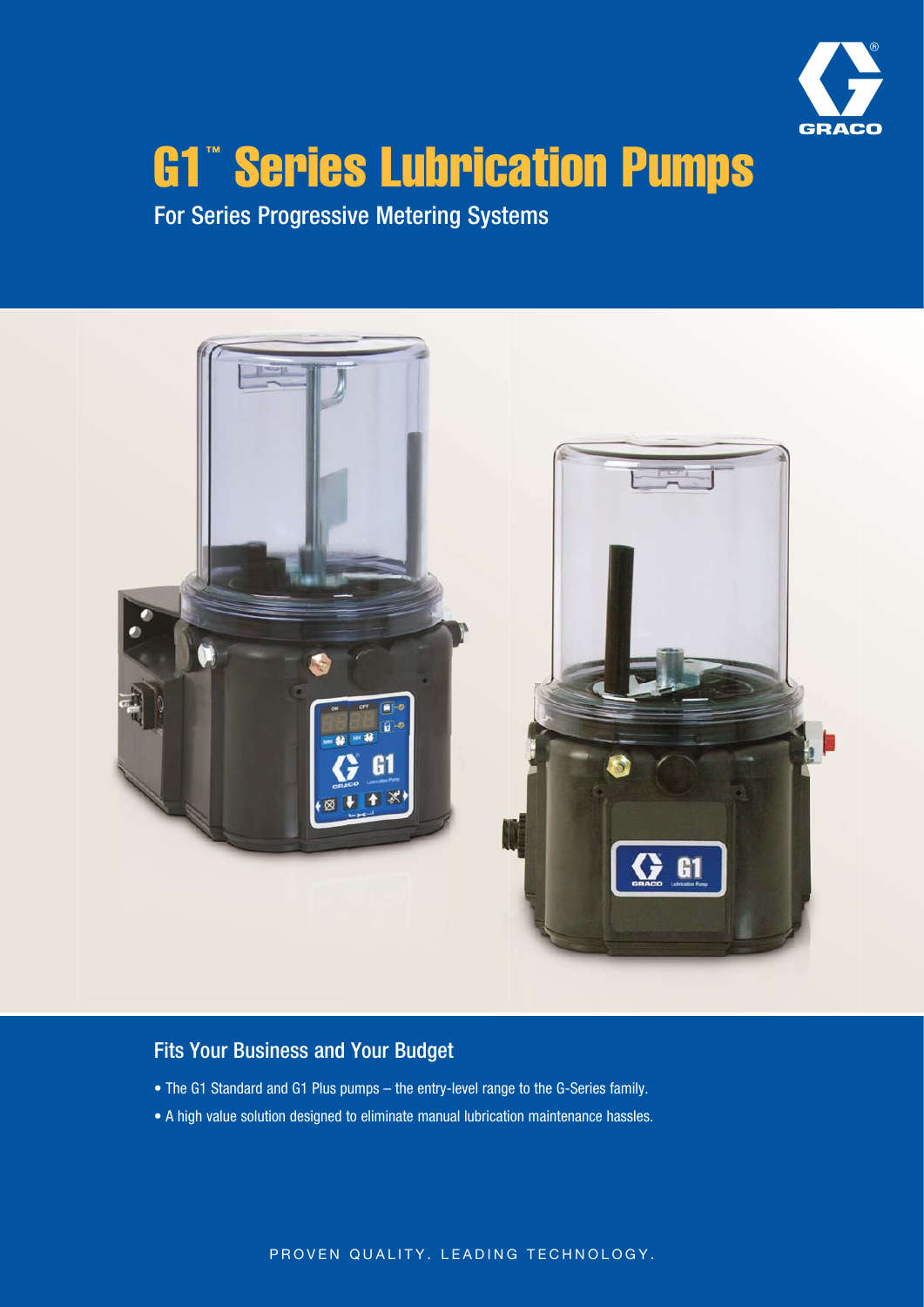# G1™ Series Lubrication Pumps

For Series Progressive Metering Systems

## Fits Your Business and Your Budget

- The G1 Standard and G1 Plus pumps – the entry-level range to the G-Series family.
- A high value solution designed to eliminate manual lubrication maintenance hassles.

PROVEN QUALITY. LEADING TECHNOLOGY.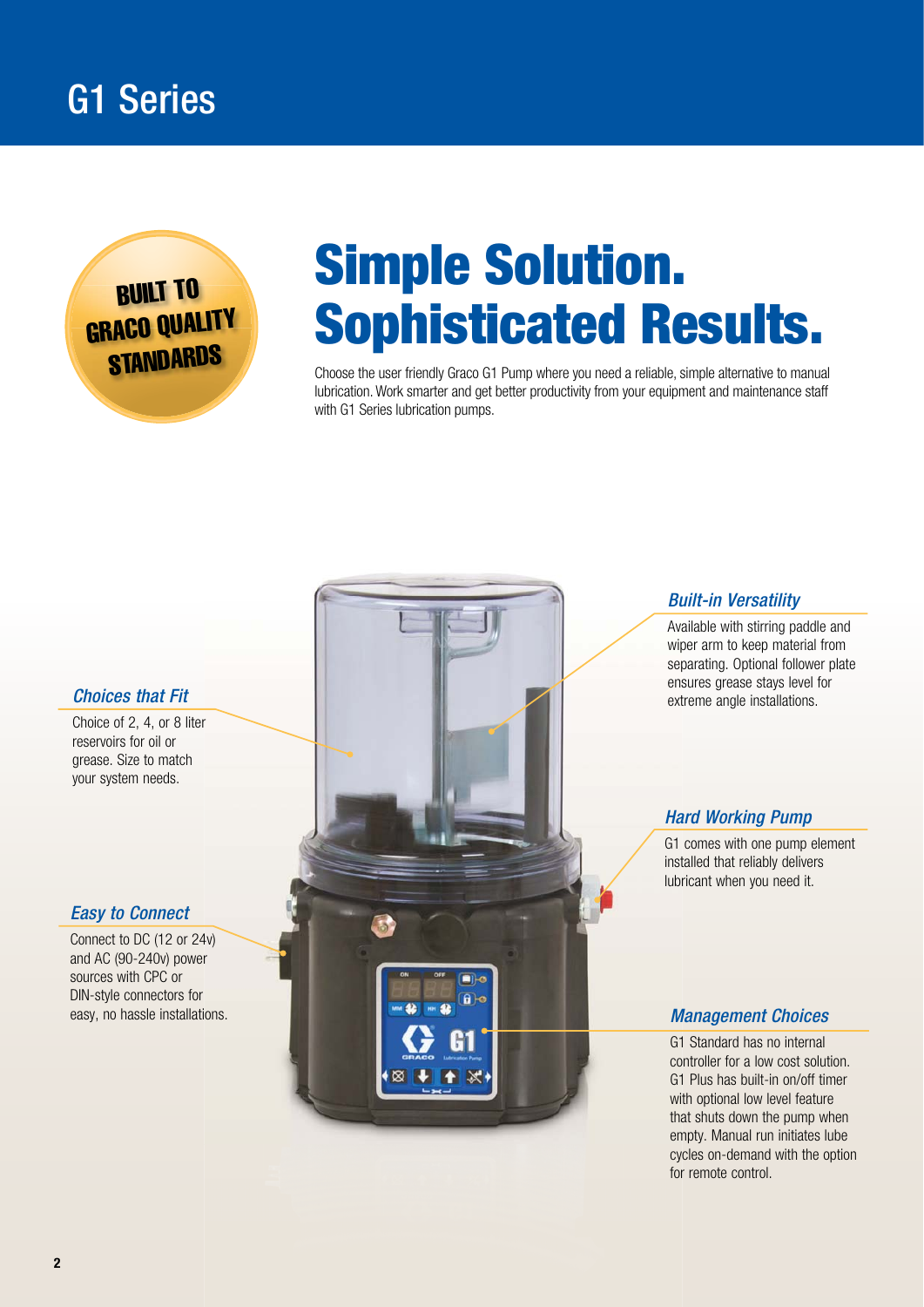# G1 Series

**BUILT TO GRACO QUALITY STANDARDS**

## Simple Solution. Sophisticated Results.

Choose the user friendly Graco G1 Pump where you need a reliable, simple alternative to manual lubrication. Work smarter and get better productivity from your equipment and maintenance staff with G1 Series lubrication pumps.

### *Choices that Fit*

Choice of 2, 4, or 8 liter reservoirs for oil or grease. Size to match your system needs.

### *Easy to Connect*

Connect to DC (12 or 24v) and AC (90-240v) power sources with CPC or DIN-style connectors for easy, no hassle installations.

### *Built-in Versatility*

Available with stirring paddle and wiper arm to keep material from separating. Optional follower plate ensures grease stays level for extreme angle installations.

### *Hard Working Pump*

G1 comes with one pump element installed that reliably delivers lubricant when you need it.

### *Management Choices*

G1 Standard has no internal controller for a low cost solution. G1 Plus has built-in on/off timer with optional low level feature that shuts down the pump when empty. Manual run initiates lube cycles on-demand with the option for remote control.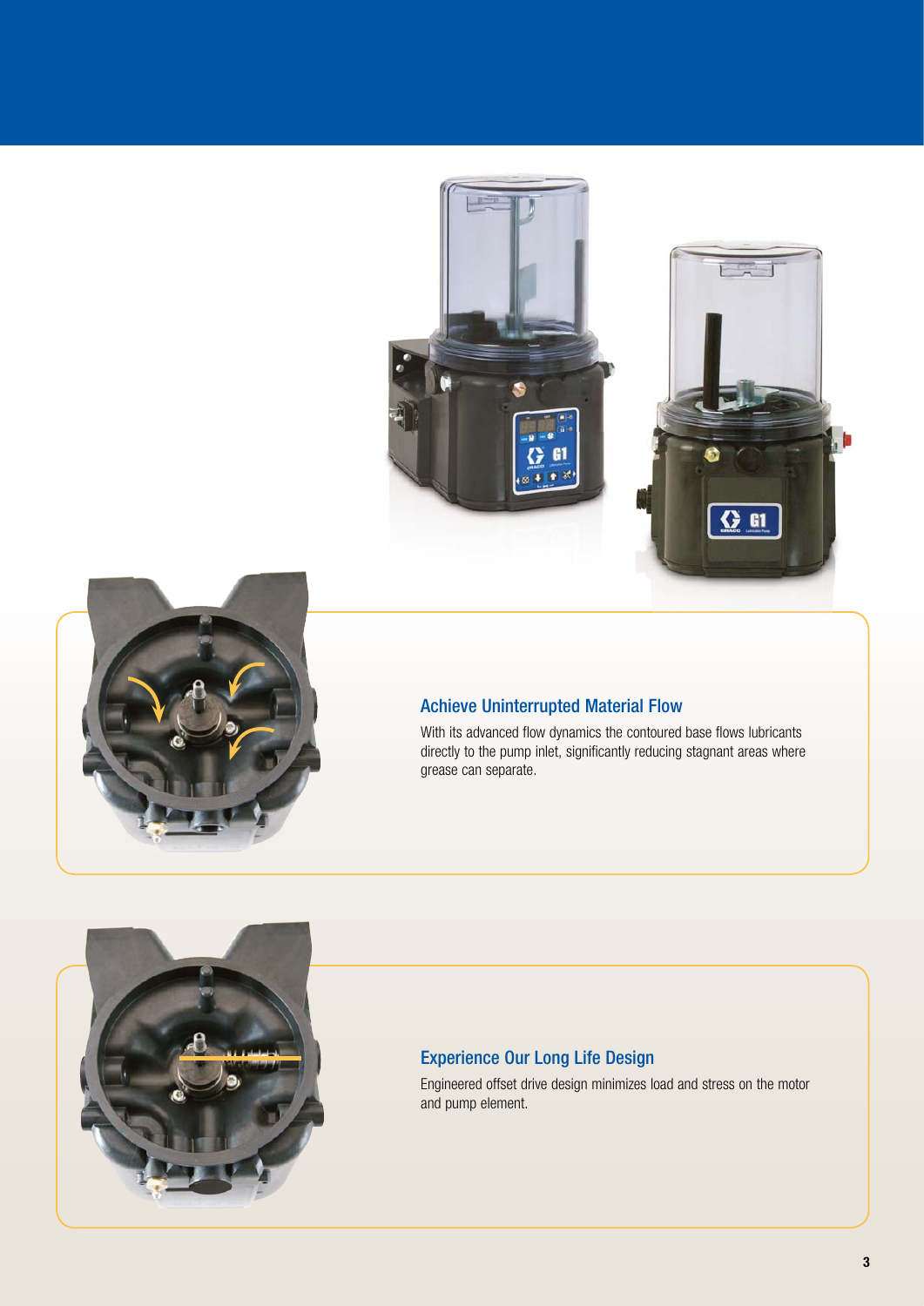## Achieve Uninterrupted Material Flow

With its advanced flow dynamics the contoured base flows lubricants directly to the pump inlet, significantly reducing stagnant areas where grease can separate.

## Experience Our Long Life Design

Engineered offset drive design minimizes load and stress on the motor and pump element.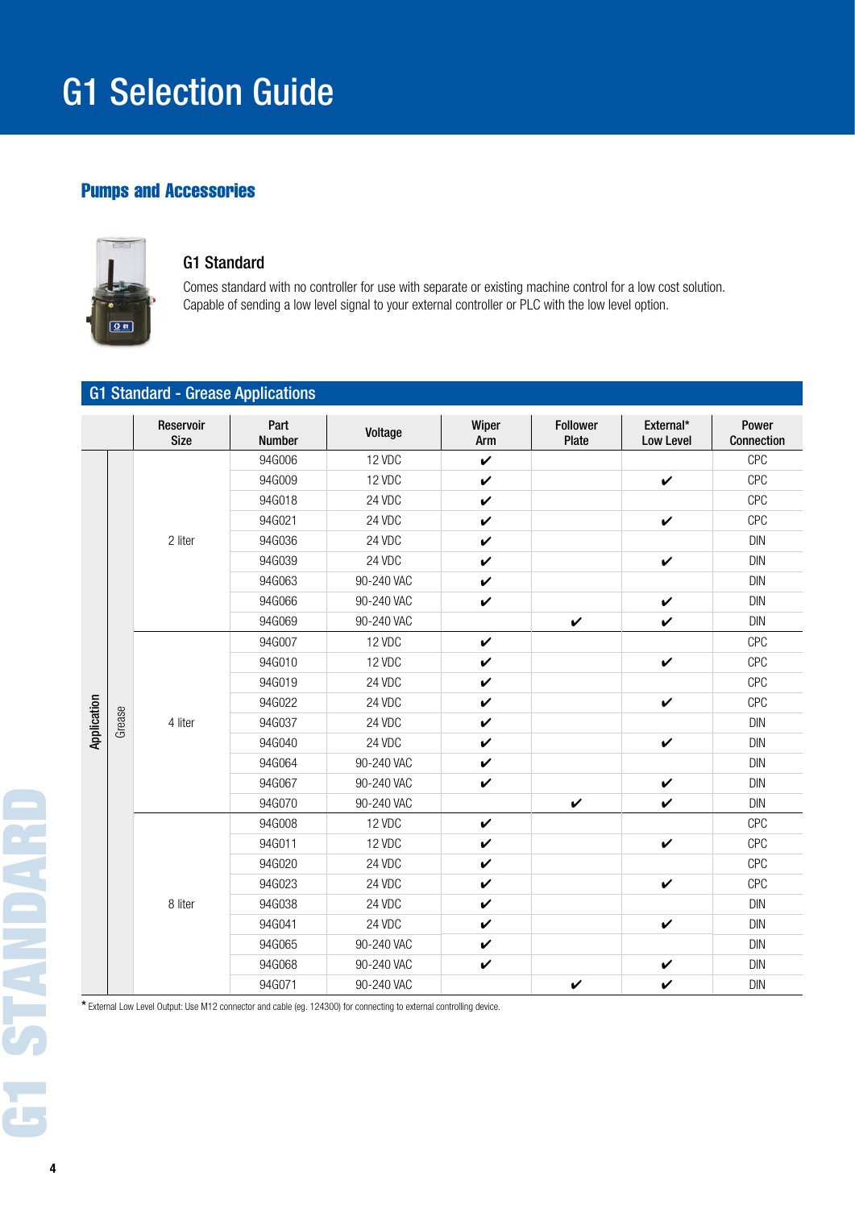# G1 Selection Guide

## Pumps and Accessories

### G1 Standard

Comes standard with no controller for use with separate or existing machine control for a low cost solution. Capable of sending a low level signal to your external controller or PLC with the low level option.

### G1 Standard - Grease Applications

| Application | | Reservoir Size | Part Number | Voltage | Wiper Arm | Follower Plate | External* Low Level | Power Connection |
|---|---|---|---|---|---|---|---|---|
| Grease | | 2 liter | 94G006 | 12 VDC | ✔ | | | CPC |
| | | | 94G009 | 12 VDC | ✔ | | ✔ | CPC |
| | | | 94G018 | 24 VDC | ✔ | | | CPC |
| | | | 94G021 | 24 VDC | ✔ | | ✔ | CPC |
| | | | 94G036 | 24 VDC | ✔ | | | DIN |
| | | | 94G039 | 24 VDC | ✔ | | ✔ | DIN |
| | | | 94G063 | 90-240 VAC | ✔ | | | DIN |
| | | | 94G066 | 90-240 VAC | ✔ | | ✔ | DIN |
| | | | 94G069 | 90-240 VAC | | ✔ | ✔ | DIN |
| | | 4 liter | 94G007 | 12 VDC | ✔ | | | CPC |
| | | | 94G010 | 12 VDC | ✔ | | ✔ | CPC |
| | | | 94G019 | 24 VDC | ✔ | | | CPC |
| | | | 94G022 | 24 VDC | ✔ | | ✔ | CPC |
| | | | 94G037 | 24 VDC | ✔ | | | DIN |
| | | | 94G040 | 24 VDC | ✔ | | ✔ | DIN |
| | | | 94G064 | 90-240 VAC | ✔ | | | DIN |
| | | | 94G067 | 90-240 VAC | ✔ | | ✔ | DIN |
| | | | 94G070 | 90-240 VAC | | ✔ | ✔ | DIN |
| | | 8 liter | 94G008 | 12 VDC | ✔ | | | CPC |
| | | | 94G011 | 12 VDC | ✔ | | ✔ | CPC |
| | | | 94G020 | 24 VDC | ✔ | | | CPC |
| | | | 94G023 | 24 VDC | ✔ | | ✔ | CPC |
| | | | 94G038 | 24 VDC | ✔ | | | DIN |
| | | | 94G041 | 24 VDC | ✔ | | ✔ | DIN |
| | | | 94G065 | 90-240 VAC | ✔ | | | DIN |
| | | | 94G068 | 90-240 VAC | ✔ | | ✔ | DIN |
| | | | 94G071 | 90-240 VAC | | ✔ | ✔ | DIN |

* External Low Level Output: Use M12 connector and cable (eg. 124300) for connecting to external controlling device.

G1 STANDARD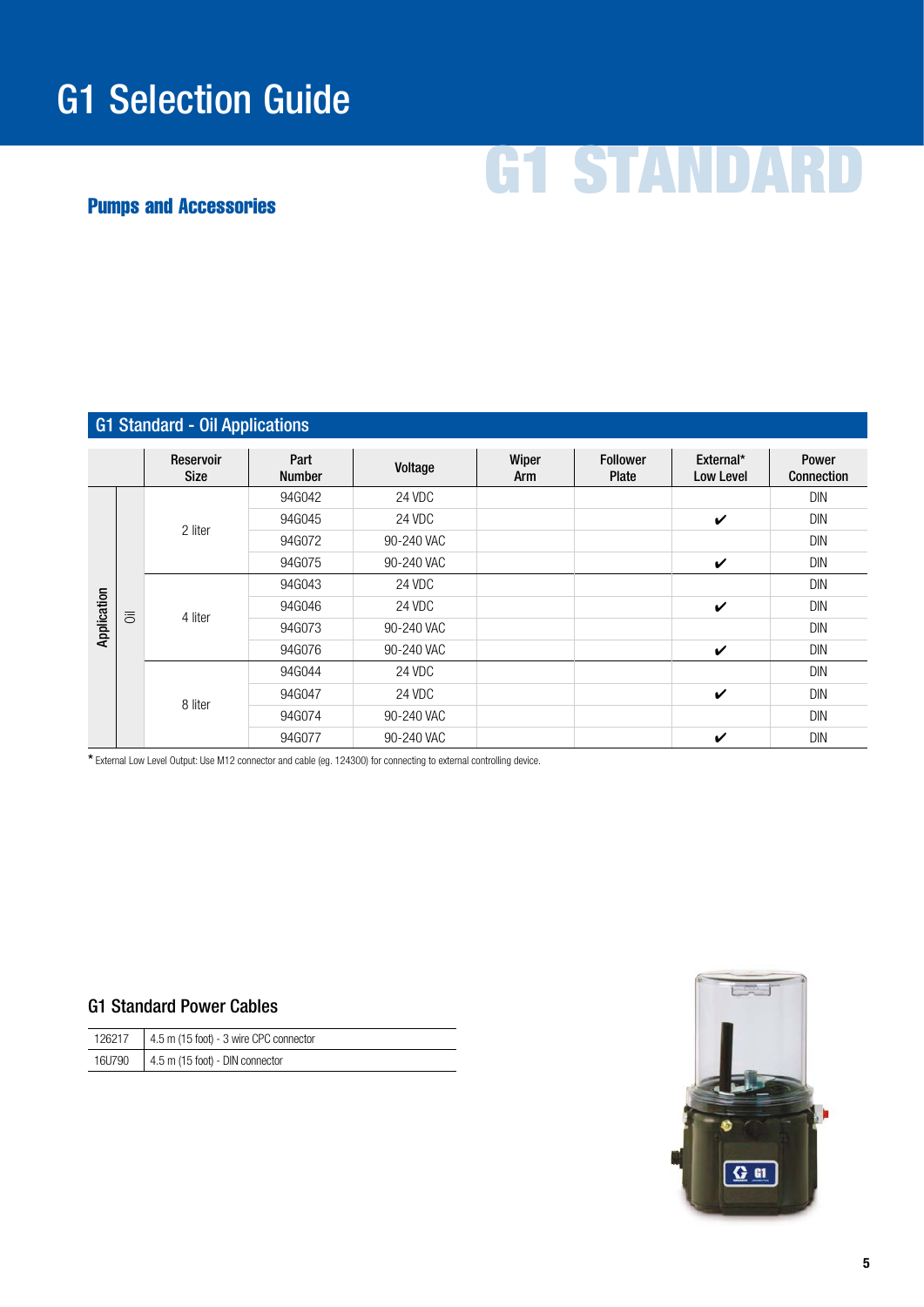# G1 Selection Guide

G1 STANDARD

## Pumps and Accessories

### G1 Standard - Oil Applications

| Application | | Reservoir Size | Part Number | Voltage | Wiper Arm | Follower Plate | External* Low Level | Power Connection |
|---|---|---|---|---|---|---|---|---|
| Application | Oil | 2 liter | 94G042 | 24 VDC | | | | DIN |
| | | | 94G045 | 24 VDC | | | ✔ | DIN |
| | | | 94G072 | 90-240 VAC | | | | DIN |
| | | | 94G075 | 90-240 VAC | | | ✔ | DIN |
| | | 4 liter | 94G043 | 24 VDC | | | | DIN |
| | | | 94G046 | 24 VDC | | | ✔ | DIN |
| | | | 94G073 | 90-240 VAC | | | | DIN |
| | | | 94G076 | 90-240 VAC | | | ✔ | DIN |
| | | 8 liter | 94G044 | 24 VDC | | | | DIN |
| | | | 94G047 | 24 VDC | | | ✔ | DIN |
| | | | 94G074 | 90-240 VAC | | | | DIN |
| | | | 94G077 | 90-240 VAC | | | ✔ | DIN |

* External Low Level Output: Use M12 connector and cable (eg. 124300) for connecting to external controlling device.

### G1 Standard Power Cables

| | |
|---|---|
| 126217 | 4.5 m (15 foot) - 3 wire CPC connector |
| 16U790 | 4.5 m (15 foot) - DIN connector |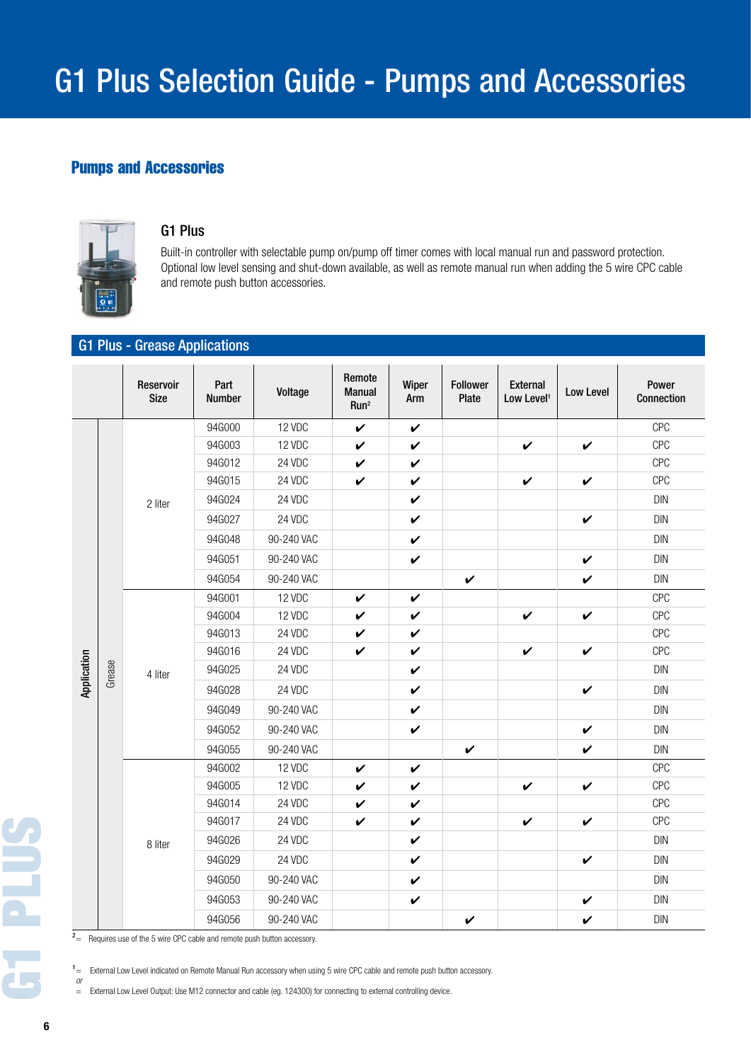# G1 Plus Selection Guide - Pumps and Accessories

## Pumps and Accessories

### G1 Plus

Built-in controller with selectable pump on/pump off timer comes with local manual run and password protection. Optional low level sensing and shut-down available, as well as remote manual run when adding the 5 wire CPC cable and remote push button accessories.

### G1 Plus - Grease Applications

| Application | | Reservoir Size | Part Number | Voltage | Remote Manual Run[2] | Wiper Arm | Follower Plate | External Low Level[1] | Low Level | Power Connection |
|---|---|---|---|---|---|---|---|---|---|---|
| Application | Grease | 2 liter | 94G000 | 12 VDC | ✔ | ✔ | | | | CPC |
| | | | 94G003 | 12 VDC | ✔ | ✔ | | ✔ | ✔ | CPC |
| | | | 94G012 | 24 VDC | ✔ | ✔ | | | | CPC |
| | | | 94G015 | 24 VDC | ✔ | ✔ | | ✔ | ✔ | CPC |
| | | | 94G024 | 24 VDC | | ✔ | | | | DIN |
| | | | 94G027 | 24 VDC | | ✔ | | | ✔ | DIN |
| | | | 94G048 | 90-240 VAC | | ✔ | | | | DIN |
| | | | 94G051 | 90-240 VAC | | ✔ | | | ✔ | DIN |
| | | | 94G054 | 90-240 VAC | | | ✔ | | ✔ | DIN |
| | | 4 liter | 94G001 | 12 VDC | ✔ | ✔ | | | | CPC |
| | | | 94G004 | 12 VDC | ✔ | ✔ | | ✔ | ✔ | CPC |
| | | | 94G013 | 24 VDC | ✔ | ✔ | | | | CPC |
| | | | 94G016 | 24 VDC | ✔ | ✔ | | ✔ | ✔ | CPC |
| | | | 94G025 | 24 VDC | | ✔ | | | | DIN |
| | | | 94G028 | 24 VDC | | ✔ | | | ✔ | DIN |
| | | | 94G049 | 90-240 VAC | | ✔ | | | | DIN |
| | | | 94G052 | 90-240 VAC | | ✔ | | | ✔ | DIN |
| | | | 94G055 | 90-240 VAC | | | ✔ | | ✔ | DIN |
| | | 8 liter | 94G002 | 12 VDC | ✔ | ✔ | | | | CPC |
| | | | 94G005 | 12 VDC | ✔ | ✔ | | ✔ | ✔ | CPC |
| | | | 94G014 | 24 VDC | ✔ | ✔ | | | | CPC |
| | | | 94G017 | 24 VDC | ✔ | ✔ | | ✔ | ✔ | CPC |
| | | | 94G026 | 24 VDC | | ✔ | | | | DIN |
| | | | 94G029 | 24 VDC | | ✔ | | | ✔ | DIN |
| | | | 94G050 | 90-240 VAC | | ✔ | | | | DIN |
| | | | 94G053 | 90-240 VAC | | ✔ | | | ✔ | DIN |
| | | | 94G056 | 90-240 VAC | | | ✔ | | ✔ | DIN |

[2] = Requires use of the 5 wire CPC cable and remote push button accessory.

[1] = External Low Level indicated on Remote Manual Run accessory when using 5 wire CPC cable and remote push button accessory.
*or*
= External Low Level Output: Use M12 connector and cable (eg. 124300) for connecting to external controlling device.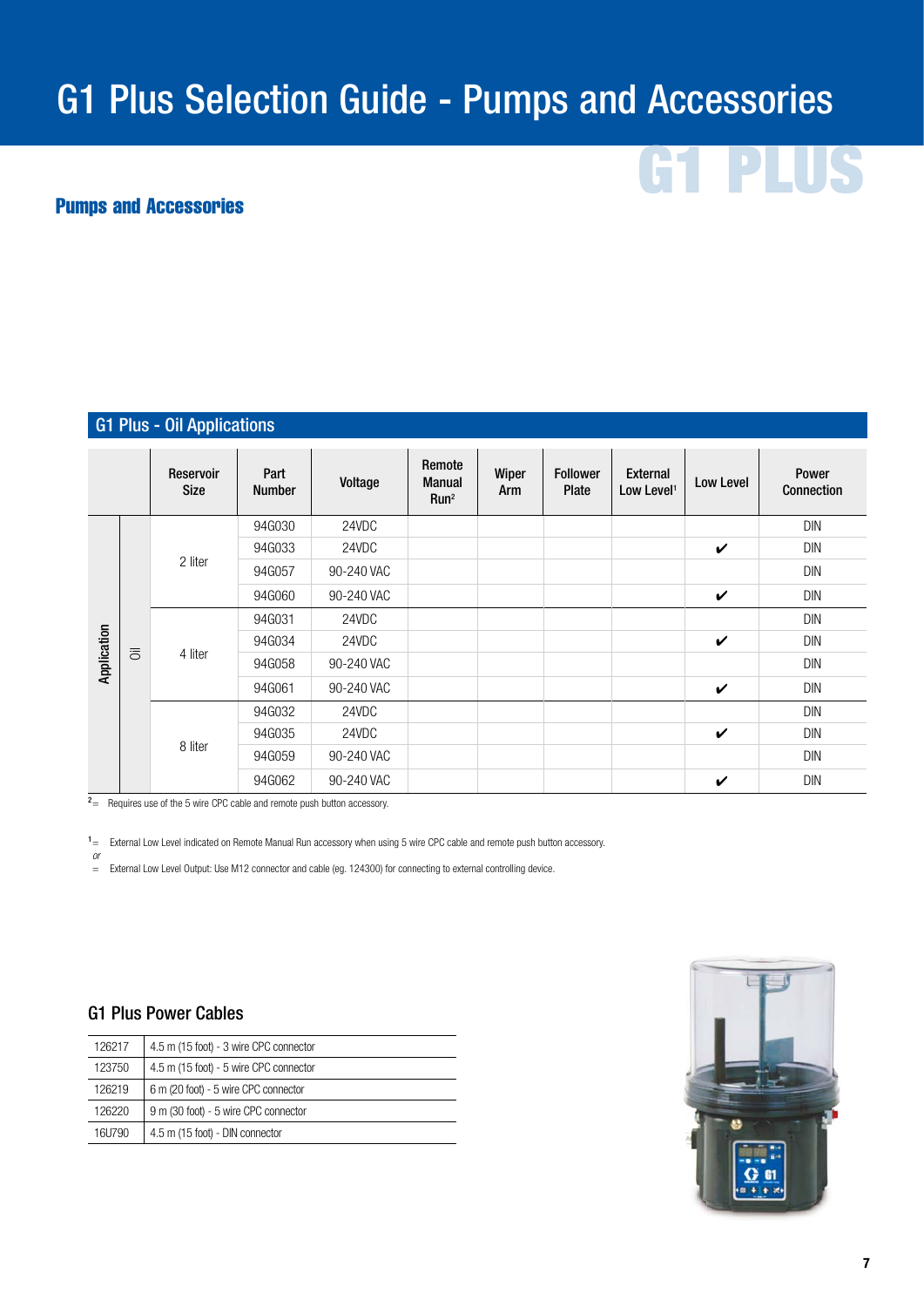# G1 Plus Selection Guide - Pumps and Accessories

## Pumps and Accessories

### G1 Plus - Oil Applications

| | | Reservoir Size | Part Number | Voltage | Remote Manual Run[2] | Wiper Arm | Follower Plate | External Low Level[1] | Low Level | Power Connection |
|---|---|---|---|---|---|---|---|---|---|---|
| Application | Oil | 2 liter | 94G030 | 24VDC | | | | | | DIN |
| | | | 94G033 | 24VDC | | | | | ✔ | DIN |
| | | | 94G057 | 90-240 VAC | | | | | | DIN |
| | | | 94G060 | 90-240 VAC | | | | | ✔ | DIN |
| | | 4 liter | 94G031 | 24VDC | | | | | | DIN |
| | | | 94G034 | 24VDC | | | | | ✔ | DIN |
| | | | 94G058 | 90-240 VAC | | | | | | DIN |
| | | | 94G061 | 90-240 VAC | | | | | ✔ | DIN |
| | | 8 liter | 94G032 | 24VDC | | | | | | DIN |
| | | | 94G035 | 24VDC | | | | | ✔ | DIN |
| | | | 94G059 | 90-240 VAC | | | | | | DIN |
| | | | 94G062 | 90-240 VAC | | | | | ✔ | DIN |

[2] = Requires use of the 5 wire CPC cable and remote push button accessory.

[1] = External Low Level indicated on Remote Manual Run accessory when using 5 wire CPC cable and remote push button accessory.
*or*
= External Low Level Output: Use M12 connector and cable (eg. 124300) for connecting to external controlling device.

### G1 Plus Power Cables

| | |
|---|---|
| 126217 | 4.5 m (15 foot) - 3 wire CPC connector |
| 123750 | 4.5 m (15 foot) - 5 wire CPC connector |
| 126219 | 6 m (20 foot) - 5 wire CPC connector |
| 126220 | 9 m (30 foot) - 5 wire CPC connector |
| 16U790 | 4.5 m (15 foot) - DIN connector |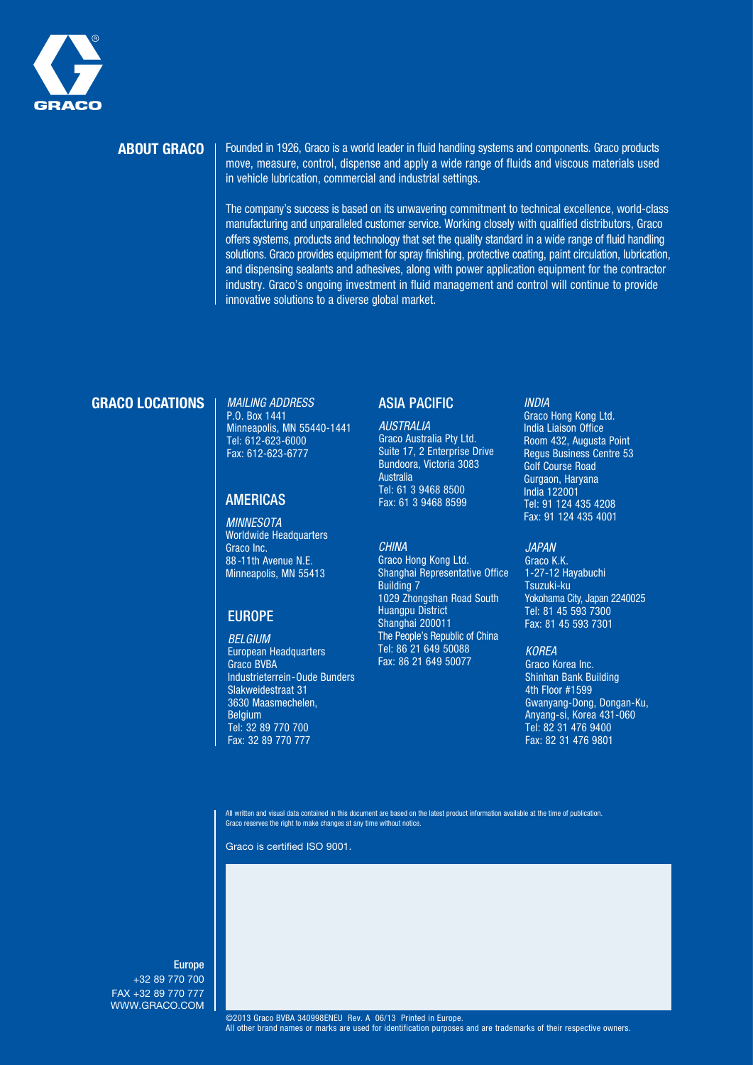## ABOUT GRACO

Founded in 1926, Graco is a world leader in fluid handling systems and components. Graco products move, measure, control, dispense and apply a wide range of fluids and viscous materials used in vehicle lubrication, commercial and industrial settings.

The company's success is based on its unwavering commitment to technical excellence, world-class manufacturing and unparalleled customer service. Working closely with qualified distributors, Graco offers systems, products and technology that set the quality standard in a wide range of fluid handling solutions. Graco provides equipment for spray finishing, protective coating, paint circulation, lubrication, and dispensing sealants and adhesives, along with power application equipment for the contractor industry. Graco's ongoing investment in fluid management and control will continue to provide innovative solutions to a diverse global market.

## GRACO LOCATIONS

*MAILING ADDRESS*
P.O. Box 1441
Minneapolis, MN 55440-1441
Tel: 612-623-6000
Fax: 612-623-6777

### AMERICAS

*MINNESOTA*
Worldwide Headquarters
Graco Inc.
88-11th Avenue N.E.
Minneapolis, MN 55413

### EUROPE

*BELGIUM*
European Headquarters
Graco BVBA
Industrieterrein-Oude Bunders
Slakweidestraat 31
3630 Maasmechelen,
Belgium
Tel: 32 89 770 700
Fax: 32 89 770 777

### ASIA PACIFIC

*AUSTRALIA*
Graco Australia Pty Ltd.
Suite 17, 2 Enterprise Drive
Bundoora, Victoria 3083
Australia
Tel: 61 3 9468 8500
Fax: 61 3 9468 8599

*CHINA*
Graco Hong Kong Ltd.
Shanghai Representative Office
Building 7
1029 Zhongshan Road South
Huangpu District
Shanghai 200011
The People's Republic of China
Tel: 86 21 649 50088
Fax: 86 21 649 50077

*INDIA*
Graco Hong Kong Ltd.
India Liaison Office
Room 432, Augusta Point
Regus Business Centre 53
Golf Course Road
Gurgaon, Haryana
India 122001
Tel: 91 124 435 4208
Fax: 91 124 435 4001

*JAPAN*
Graco K.K.
1-27-12 Hayabuchi
Tsuzuki-ku
Yokohama City, Japan 2240025
Tel: 81 45 593 7300
Fax: 81 45 593 7301

*KOREA*
Graco Korea Inc.
Shinhan Bank Building
4th Floor #1599
Gwanyang-Dong, Dongan-Ku,
Anyang-si, Korea 431-060
Tel: 82 31 476 9400
Fax: 82 31 476 9801

All written and visual data contained in this document are based on the latest product information available at the time of publication. Graco reserves the right to make changes at any time without notice.

Graco is certified ISO 9001.

**Europe**
+32 89 770 700
FAX +32 89 770 777
WWW.GRACO.COM

©2013 Graco BVBA 340998ENEU Rev. A 06/13 Printed in Europe.
All other brand names or marks are used for identification purposes and are trademarks of their respective owners.